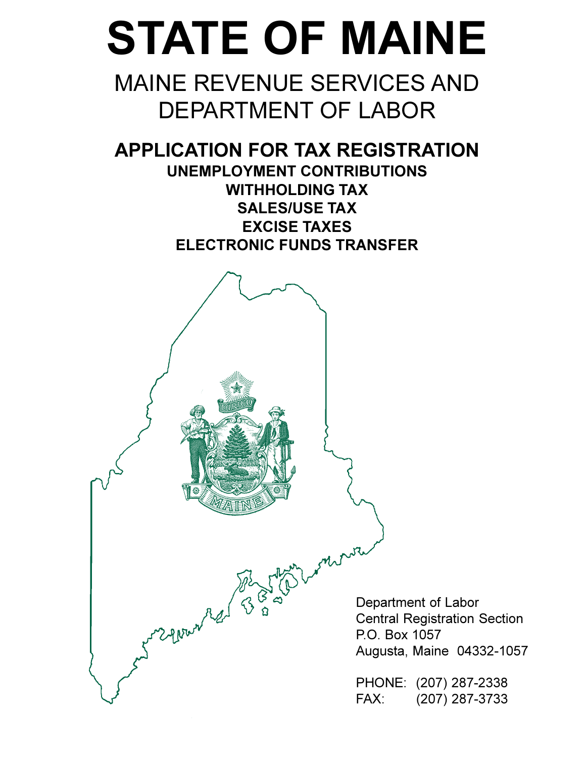# STATE OF MAINE

## MAINE REVENUE SERVICES AND DEPARTMENT OF LABOR

### APPLICATION FOR TAX REGISTRATION

**UNEMPLOYMENT CONTRIBUTIONS**
**WITHHOLDING TAX**
**SALES/USE TAX**
**EXCISE TAXES**
**ELECTRONIC FUNDS TRANSFER**

Department of Labor
Central Registration Section
P.O. Box 1057
Augusta, Maine 04332-1057

PHONE: (207) 287-2338
FAX: (207) 287-3733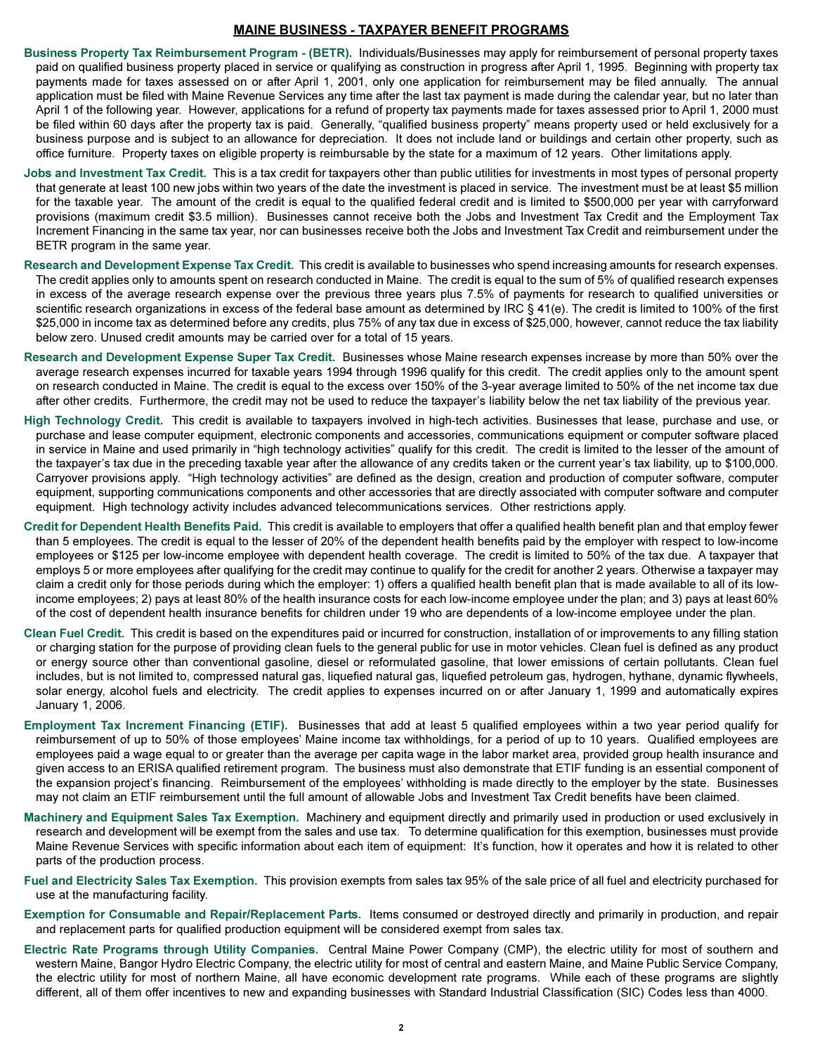## MAINE BUSINESS - TAXPAYER BENEFIT PROGRAMS

**Business Property Tax Reimbursement Program - (BETR).** Individuals/Businesses may apply for reimbursement of personal property taxes paid on qualified business property placed in service or qualifying as construction in progress after April 1, 1995. Beginning with property tax payments made for taxes assessed on or after April 1, 2001, only one application for reimbursement may be filed annually. The annual application must be filed with Maine Revenue Services any time after the last tax payment is made during the calendar year, but no later than April 1 of the following year. However, applications for a refund of property tax payments made for taxes assessed prior to April 1, 2000 must be filed within 60 days after the property tax is paid. Generally, "qualified business property" means property used or held exclusively for a business purpose and is subject to an allowance for depreciation. It does not include land or buildings and certain other property, such as office furniture. Property taxes on eligible property is reimbursable by the state for a maximum of 12 years. Other limitations apply.

**Jobs and Investment Tax Credit.** This is a tax credit for taxpayers other than public utilities for investments in most types of personal property that generate at least 100 new jobs within two years of the date the investment is placed in service. The investment must be at least $5 million for the taxable year. The amount of the credit is equal to the qualified federal credit and is limited to $500,000 per year with carryforward provisions (maximum credit $3.5 million). Businesses cannot receive both the Jobs and Investment Tax Credit and the Employment Tax Increment Financing in the same tax year, nor can businesses receive both the Jobs and Investment Tax Credit and reimbursement under the BETR program in the same year.

**Research and Development Expense Tax Credit.** This credit is available to businesses who spend increasing amounts for research expenses. The credit applies only to amounts spent on research conducted in Maine. The credit is equal to the sum of 5% of qualified research expenses in excess of the average research expense over the previous three years plus 7.5% of payments for research to qualified universities or scientific research organizations in excess of the federal base amount as determined by IRC § 41(e). The credit is limited to 100% of the first $25,000 in income tax as determined before any credits, plus 75% of any tax due in excess of $25,000, however, cannot reduce the tax liability below zero. Unused credit amounts may be carried over for a total of 15 years.

**Research and Development Expense Super Tax Credit.** Businesses whose Maine research expenses increase by more than 50% over the average research expenses incurred for taxable years 1994 through 1996 qualify for this credit. The credit applies only to the amount spent on research conducted in Maine. The credit is equal to the excess over 150% of the 3-year average limited to 50% of the net income tax due after other credits. Furthermore, the credit may not be used to reduce the taxpayer's liability below the net tax liability of the previous year.

**High Technology Credit.** This credit is available to taxpayers involved in high-tech activities. Businesses that lease, purchase and use, or purchase and lease computer equipment, electronic components and accessories, communications equipment or computer software placed in service in Maine and used primarily in "high technology activities" qualify for this credit. The credit is limited to the lesser of the amount of the taxpayer's tax due in the preceding taxable year after the allowance of any credits taken or the current year's tax liability, up to $100,000. Carryover provisions apply. "High technology activities" are defined as the design, creation and production of computer software, computer equipment, supporting communications components and other accessories that are directly associated with computer software and computer equipment. High technology activity includes advanced telecommunications services. Other restrictions apply.

**Credit for Dependent Health Benefits Paid.** This credit is available to employers that offer a qualified health benefit plan and that employ fewer than 5 employees. The credit is equal to the lesser of 20% of the dependent health benefits paid by the employer with respect to low-income employees or $125 per low-income employee with dependent health coverage. The credit is limited to 50% of the tax due. A taxpayer that employs 5 or more employees after qualifying for the credit may continue to qualify for the credit for another 2 years. Otherwise a taxpayer may claim a credit only for those periods during which the employer: 1) offers a qualified health benefit plan that is made available to all of its low-income employees; 2) pays at least 80% of the health insurance costs for each low-income employee under the plan; and 3) pays at least 60% of the cost of dependent health insurance benefits for children under 19 who are dependents of a low-income employee under the plan.

**Clean Fuel Credit.** This credit is based on the expenditures paid or incurred for construction, installation of or improvements to any filling station or charging station for the purpose of providing clean fuels to the general public for use in motor vehicles. Clean fuel is defined as any product or energy source other than conventional gasoline, diesel or reformulated gasoline, that lower emissions of certain pollutants. Clean fuel includes, but is not limited to, compressed natural gas, liquefied natural gas, liquefied petroleum gas, hydrogen, hythane, dynamic flywheels, solar energy, alcohol fuels and electricity. The credit applies to expenses incurred on or after January 1, 1999 and automatically expires January 1, 2006.

**Employment Tax Increment Financing (ETIF).** Businesses that add at least 5 qualified employees within a two year period qualify for reimbursement of up to 50% of those employees' Maine income tax withholdings, for a period of up to 10 years. Qualified employees are employees paid a wage equal to or greater than the average per capita wage in the labor market area, provided group health insurance and given access to an ERISA qualified retirement program. The business must also demonstrate that ETIF funding is an essential component of the expansion project's financing. Reimbursement of the employees' withholding is made directly to the employer by the state. Businesses may not claim an ETIF reimbursement until the full amount of allowable Jobs and Investment Tax Credit benefits have been claimed.

**Machinery and Equipment Sales Tax Exemption.** Machinery and equipment directly and primarily used in production or used exclusively in research and development will be exempt from the sales and use tax. To determine qualification for this exemption, businesses must provide Maine Revenue Services with specific information about each item of equipment: It's function, how it operates and how it is related to other parts of the production process.

**Fuel and Electricity Sales Tax Exemption.** This provision exempts from sales tax 95% of the sale price of all fuel and electricity purchased for use at the manufacturing facility.

**Exemption for Consumable and Repair/Replacement Parts.** Items consumed or destroyed directly and primarily in production, and repair and replacement parts for qualified production equipment will be considered exempt from sales tax.

**Electric Rate Programs through Utility Companies.** Central Maine Power Company (CMP), the electric utility for most of southern and western Maine, Bangor Hydro Electric Company, the electric utility for most of central and eastern Maine, and Maine Public Service Company, the electric utility for most of northern Maine, all have economic development rate programs. While each of these programs are slightly different, all of them offer incentives to new and expanding businesses with Standard Industrial Classification (SIC) Codes less than 4000.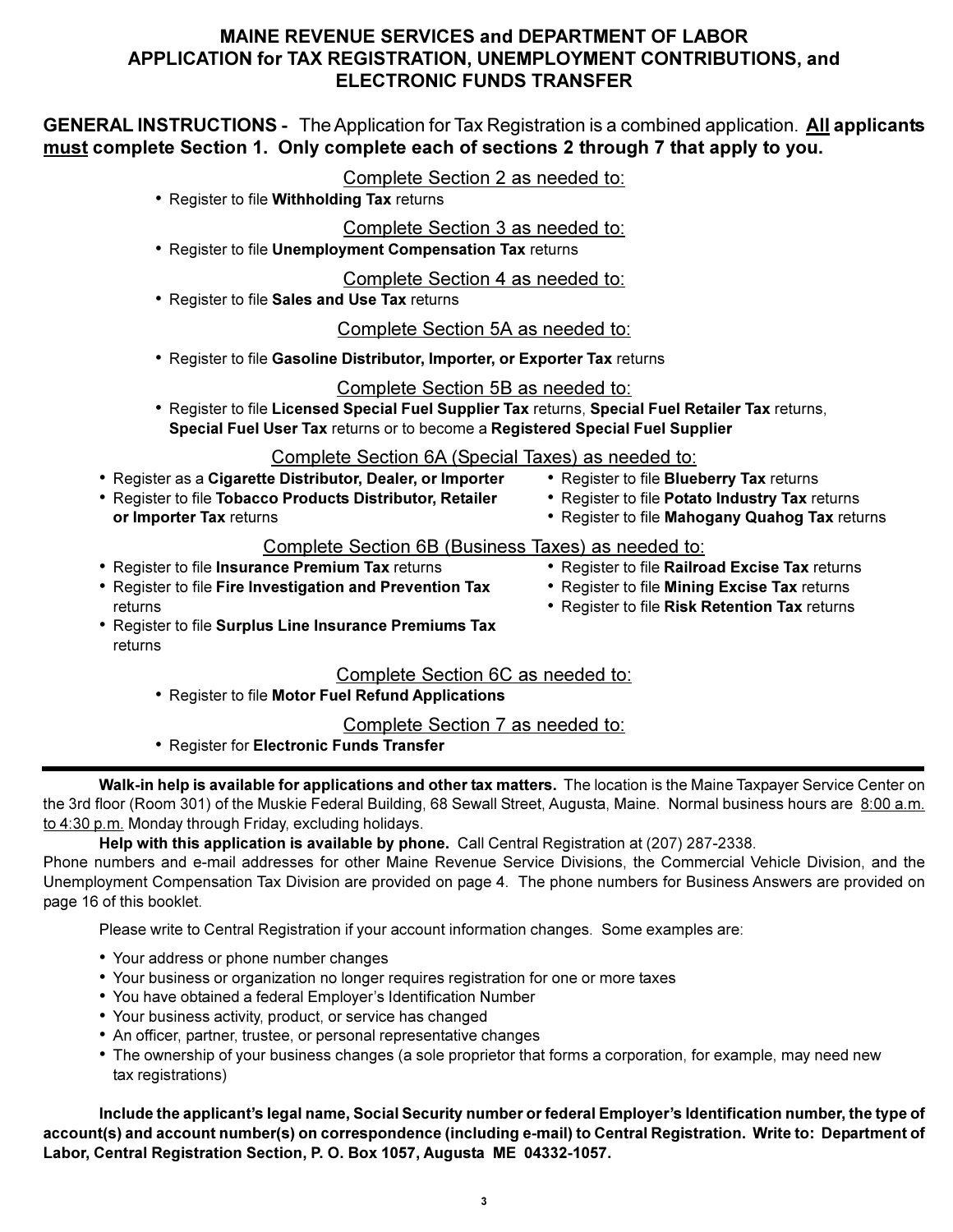# MAINE REVENUE SERVICES and DEPARTMENT OF LABOR APPLICATION for TAX REGISTRATION, UNEMPLOYMENT CONTRIBUTIONS, and ELECTRONIC FUNDS TRANSFER

**GENERAL INSTRUCTIONS -** The Application for Tax Registration is a combined application. **All applicants must complete Section 1. Only complete each of sections 2 through 7 that apply to you.**

Complete Section 2 as needed to:

- Register to file **Withholding Tax** returns

Complete Section 3 as needed to:

- Register to file **Unemployment Compensation Tax** returns

Complete Section 4 as needed to:

- Register to file **Sales and Use Tax** returns

Complete Section 5A as needed to:

- Register to file **Gasoline Distributor, Importer, or Exporter Tax** returns

Complete Section 5B as needed to:

- Register to file **Licensed Special Fuel Supplier Tax** returns, **Special Fuel Retailer Tax** returns, **Special Fuel User Tax** returns or to become a **Registered Special Fuel Supplier**

Complete Section 6A (Special Taxes) as needed to:

- Register as a **Cigarette Distributor, Dealer, or Importer**
- Register to file **Tobacco Products Distributor, Retailer or Importer Tax** returns
- Register to file **Blueberry Tax** returns
- Register to file **Potato Industry Tax** returns
- Register to file **Mahogany Quahog Tax** returns

Complete Section 6B (Business Taxes) as needed to:

- Register to file **Insurance Premium Tax** returns
- Register to file **Fire Investigation and Prevention Tax** returns
- Register to file **Surplus Line Insurance Premiums Tax** returns
- Register to file **Railroad Excise Tax** returns
- Register to file **Mining Excise Tax** returns
- Register to file **Risk Retention Tax** returns

Complete Section 6C as needed to:

- Register to file **Motor Fuel Refund Applications**

Complete Section 7 as needed to:

- Register for **Electronic Funds Transfer**

---

**Walk-in help is available for applications and other tax matters.** The location is the Maine Taxpayer Service Center on the 3rd floor (Room 301) of the Muskie Federal Building, 68 Sewall Street, Augusta, Maine. Normal business hours are 8:00 a.m. to 4:30 p.m. Monday through Friday, excluding holidays.

**Help with this application is available by phone.** Call Central Registration at (207) 287-2338. Phone numbers and e-mail addresses for other Maine Revenue Service Divisions, the Commercial Vehicle Division, and the Unemployment Compensation Tax Division are provided on page 4. The phone numbers for Business Answers are provided on page 16 of this booklet.

Please write to Central Registration if your account information changes. Some examples are:

- Your address or phone number changes
- Your business or organization no longer requires registration for one or more taxes
- You have obtained a federal Employer's Identification Number
- Your business activity, product, or service has changed
- An officer, partner, trustee, or personal representative changes
- The ownership of your business changes (a sole proprietor that forms a corporation, for example, may need new tax registrations)

**Include the applicant's legal name, Social Security number or federal Employer's Identification number, the type of account(s) and account number(s) on correspondence (including e-mail) to Central Registration. Write to: Department of Labor, Central Registration Section, P. O. Box 1057, Augusta ME 04332-1057.**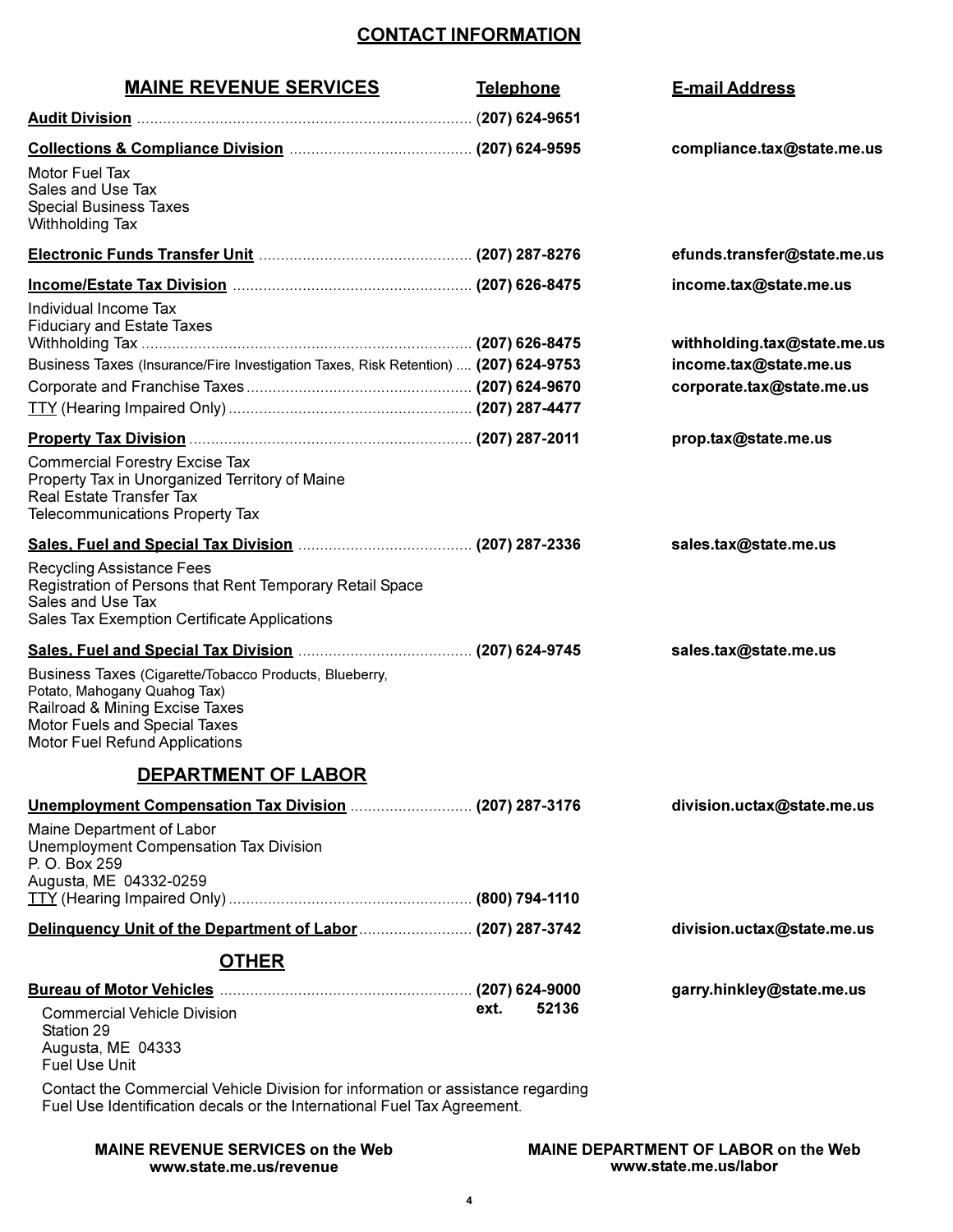# CONTACT INFORMATION

| MAINE REVENUE SERVICES | Telephone | E-mail Address |
|---|---|---|
| **Audit Division** | **(207) 624-9651** | |
| **Collections & Compliance Division** | **(207) 624-9595** | **compliance.tax@state.me.us** |
| Motor Fuel Tax<br>Sales and Use Tax<br>Special Business Taxes<br>Withholding Tax | | |
| **Electronic Funds Transfer Unit** | **(207) 287-8276** | **efunds.transfer@state.me.us** |
| **Income/Estate Tax Division** | **(207) 626-8475** | **income.tax@state.me.us** |
| Individual Income Tax<br>Fiduciary and Estate Taxes | | |
| Withholding Tax | **(207) 626-8475** | **withholding.tax@state.me.us** |
| Business Taxes (Insurance/Fire Investigation Taxes, Risk Retention) | **(207) 624-9753** | **income.tax@state.me.us** |
| Corporate and Franchise Taxes | **(207) 624-9670** | **corporate.tax@state.me.us** |
| TTY (Hearing Impaired Only) | **(207) 287-4477** | |
| **Property Tax Division** | **(207) 287-2011** | **prop.tax@state.me.us** |
| Commercial Forestry Excise Tax<br>Property Tax in Unorganized Territory of Maine<br>Real Estate Transfer Tax<br>Telecommunications Property Tax | | |
| **Sales, Fuel and Special Tax Division** | **(207) 287-2336** | **sales.tax@state.me.us** |
| Recycling Assistance Fees<br>Registration of Persons that Rent Temporary Retail Space<br>Sales and Use Tax<br>Sales Tax Exemption Certificate Applications | | |
| **Sales, Fuel and Special Tax Division** | **(207) 624-9745** | **sales.tax@state.me.us** |
| Business Taxes (Cigarette/Tobacco Products, Blueberry, Potato, Mahogany Quahog Tax)<br>Railroad & Mining Excise Taxes<br>Motor Fuels and Special Taxes<br>Motor Fuel Refund Applications | | |

## DEPARTMENT OF LABOR

| | | |
|---|---|---|
| **Unemployment Compensation Tax Division** | **(207) 287-3176** | **division.uctax@state.me.us** |
| Maine Department of Labor<br>Unemployment Compensation Tax Division<br>P. O. Box 259<br>Augusta, ME 04332-0259 | | |
| TTY (Hearing Impaired Only) | **(800) 794-1110** | |
| **Delinquency Unit of the Department of Labor** | **(207) 287-3742** | **division.uctax@state.me.us** |

## OTHER

| | | |
|---|---|---|
| **Bureau of Motor Vehicles** | **(207) 624-9000 ext. 52136** | **garry.hinkley@state.me.us** |
| Commercial Vehicle Division<br>Station 29<br>Augusta, ME 04333<br>Fuel Use Unit | | |

Contact the Commercial Vehicle Division for information or assistance regarding Fuel Use Identification decals or the International Fuel Tax Agreement.

**MAINE REVENUE SERVICES on the Web**
**www.state.me.us/revenue**

**MAINE DEPARTMENT OF LABOR on the Web**
**www.state.me.us/labor**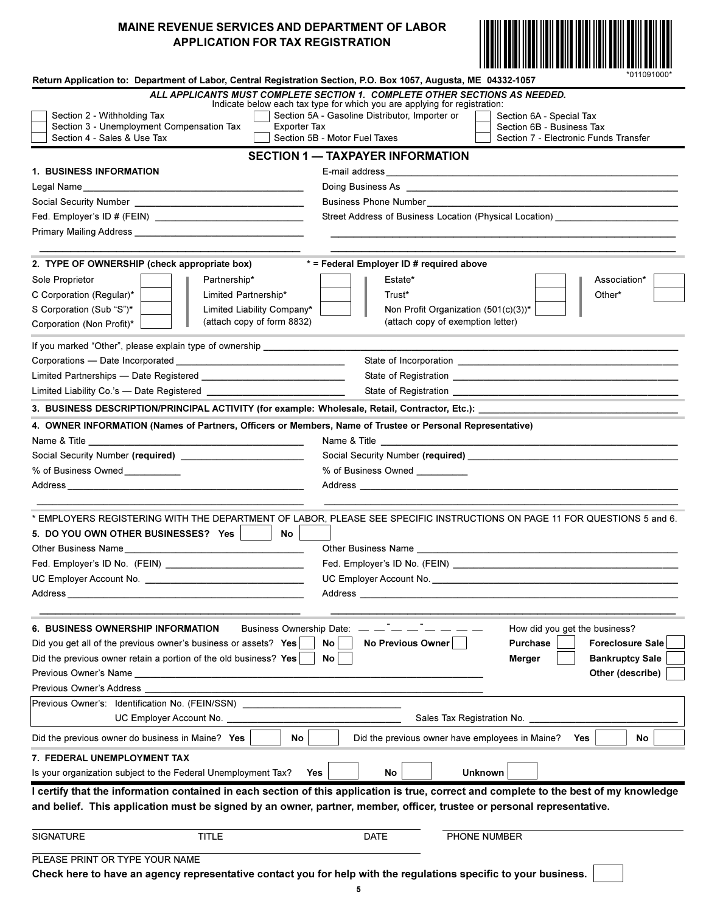# MAINE REVENUE SERVICES AND DEPARTMENT OF LABOR
# APPLICATION FOR TAX REGISTRATION

*011091000*

**Return Application to: Department of Labor, Central Registration Section, P.O. Box 1057, Augusta, ME 04332-1057**

***ALL APPLICANTS MUST COMPLETE SECTION 1. COMPLETE OTHER SECTIONS AS NEEDED.***

Indicate below each tax type for which you are applying for registration:

- ☐ Section 2 - Withholding Tax
- ☐ Section 3 - Unemployment Compensation Tax
- ☐ Section 4 - Sales & Use Tax
- ☐ Section 5A - Gasoline Distributor, Importer or Exporter Tax
- ☐ Section 5B - Motor Fuel Taxes
- ☐ Section 6A - Special Tax
- ☐ Section 6B - Business Tax
- ☐ Section 7 - Electronic Funds Transfer

## SECTION 1 — TAXPAYER INFORMATION

**1. BUSINESS INFORMATION**

Legal Name ______________________

Social Security Number ______________________

Fed. Employer's ID # (FEIN) ______________________

Primary Mailing Address ______________________

E-mail address ______________________

Doing Business As ______________________

Business Phone Number ______________________

Street Address of Business Location (Physical Location) ______________________

**2. TYPE OF OWNERSHIP (check appropriate box)** * = Federal Employer ID # required above

| | | | |
|---|---|---|---|
| Sole Proprietor ☐ | Partnership* ☐ | Estate* ☐ | Association* ☐ |
| C Corporation (Regular)* ☐ | Limited Partnership* ☐ | Trust* ☐ | Other* ☐ |
| S Corporation (Sub "S")* ☐ | Limited Liability Company* ☐ (attach copy of form 8832) | Non Profit Organization (501(c)(3))* ☐ (attach copy of exemption letter) | |
| Corporation (Non Profit)* ☐ | | | |

If you marked "Other", please explain type of ownership ______________________

Corporations — Date Incorporated ______________________ State of Incorporation ______________________

Limited Partnerships — Date Registered ______________________ State of Registration ______________________

Limited Liability Co.'s — Date Registered ______________________ State of Registration ______________________

**3. BUSINESS DESCRIPTION/PRINCIPAL ACTIVITY (for example: Wholesale, Retail, Contractor, Etc.):** ______________________

**4. OWNER INFORMATION (Names of Partners, Officers or Members, Name of Trustee or Personal Representative)**

Name & Title ______________________ Name & Title ______________________

Social Security Number **(required)** ______________________ Social Security Number **(required)** ______________________

% of Business Owned __________ % of Business Owned __________

Address ______________________ Address ______________________

* EMPLOYERS REGISTERING WITH THE DEPARTMENT OF LABOR, PLEASE SEE SPECIFIC INSTRUCTIONS ON PAGE 11 FOR QUESTIONS 5 and 6.

**5. DO YOU OWN OTHER BUSINESSES? Yes ☐ No ☐**

Other Business Name ______________________ Other Business Name ______________________

Fed. Employer's ID No. (FEIN) ______________________ Fed. Employer's ID No. (FEIN) ______________________

UC Employer Account No. ______________________ UC Employer Account No. ______________________

Address ______________________ Address ______________________

**6. BUSINESS OWNERSHIP INFORMATION** Business Ownership Date: __ __-__ __-__ __ __ __

Did you get all of the previous owner's business or assets? **Yes** ☐ **No** ☐ **No Previous Owner** ☐

Did the previous owner retain a portion of the old business? **Yes** ☐ **No** ☐

How did you get the business? **Purchase** ☐ **Foreclosure Sale** ☐ **Merger** ☐ **Bankruptcy Sale** ☐ **Other (describe)** ☐

Previous Owner's Name ______________________

Previous Owner's Address ______________________

Previous Owner's: Identification No. (FEIN/SSN) ______________________

UC Employer Account No. ______________________ Sales Tax Registration No. ______________________

Did the previous owner do business in Maine? **Yes** ☐ **No** ☐ Did the previous owner have employees in Maine? **Yes** ☐ **No** ☐

**7. FEDERAL UNEMPLOYMENT TAX**

Is your organization subject to the Federal Unemployment Tax? **Yes** ☐ **No** ☐ **Unknown** ☐

**I certify that the information contained in each section of this application is true, correct and complete to the best of my knowledge and belief. This application must be signed by an owner, partner, member, officer, trustee or personal representative.**

SIGNATURE ______________ TITLE ______________ DATE ______________ PHONE NUMBER ______________

PLEASE PRINT OR TYPE YOUR NAME ______________________

**Check here to have an agency representative contact you for help with the regulations specific to your business.** ☐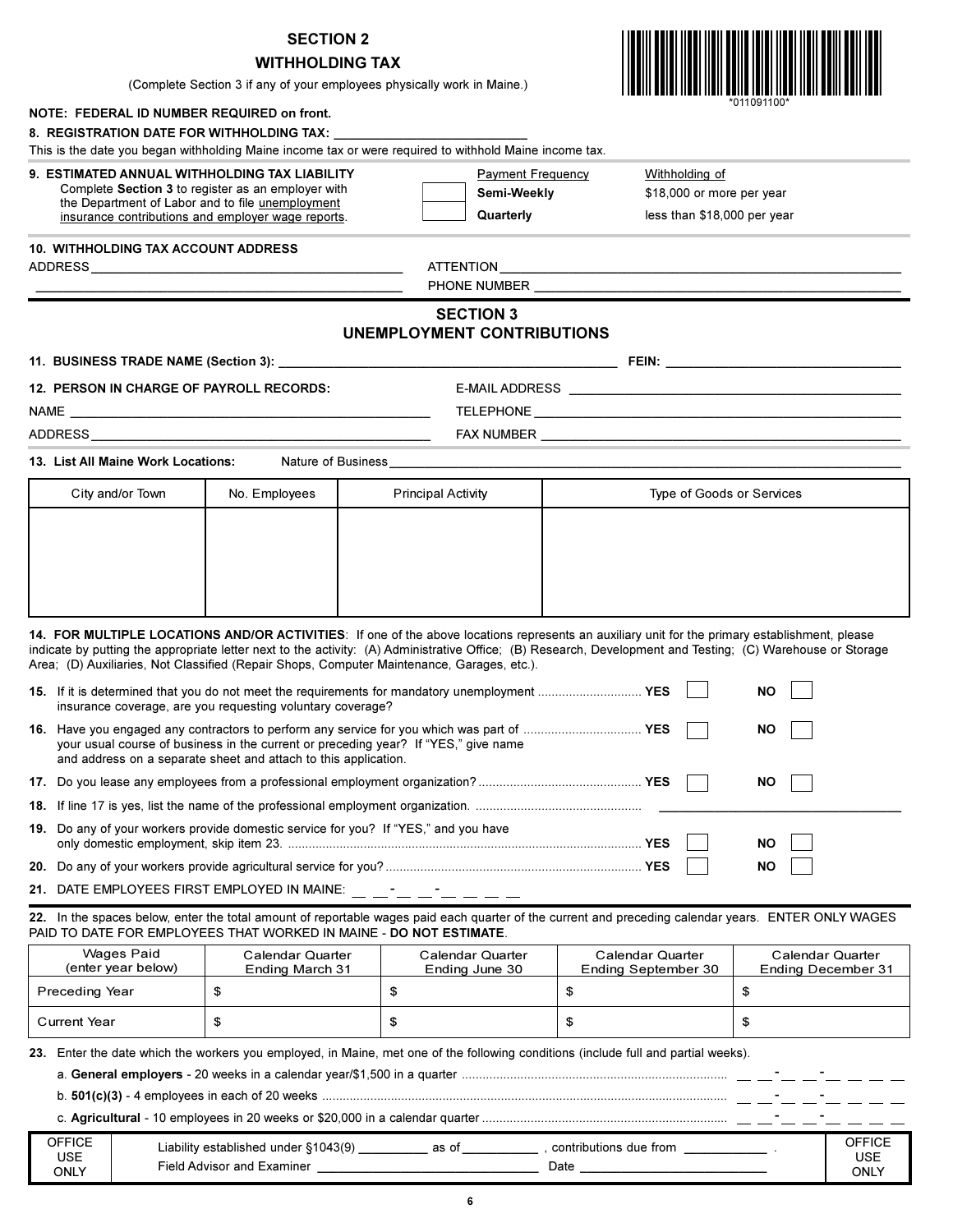## SECTION 2

## WITHHOLDING TAX

(Complete Section 3 if any of your employees physically work in Maine.)

*011091100*

**NOTE: FEDERAL ID NUMBER REQUIRED on front.**

**8. REGISTRATION DATE FOR WITHHOLDING TAX:** ___________________________

This is the date you began withholding Maine income tax or were required to withhold Maine income tax.

**9. ESTIMATED ANNUAL WITHHOLDING TAX LIABILITY**
Complete **Section 3** to register as an employer with the Department of Labor and to file unemployment insurance contributions and employer wage reports.

| | Payment Frequency | Withholding of |
|---|---|---|
| ☐ | **Semi-Weekly** | $18,000 or more per year |
| ☐ | **Quarterly** | less than $18,000 per year |

**10. WITHHOLDING TAX ACCOUNT ADDRESS**

ADDRESS ___________________________________________ ATTENTION ___________________________________________

___________________________________________ PHONE NUMBER ___________________________________________

## SECTION 3
## UNEMPLOYMENT CONTRIBUTIONS

**11. BUSINESS TRADE NAME (Section 3):** ___________________________________________ **FEIN:** ___________________________

**12. PERSON IN CHARGE OF PAYROLL RECORDS:** E-MAIL ADDRESS ___________________________________________

NAME ___________________________________________ TELEPHONE ___________________________________________

ADDRESS ___________________________________________ FAX NUMBER ___________________________________________

**13. List All Maine Work Locations:** Nature of Business ___________________________________________

| City and/or Town | No. Employees | Principal Activity | Type of Goods or Services |
|---|---|---|---|
| | | | |

**14. FOR MULTIPLE LOCATIONS AND/OR ACTIVITIES**: If one of the above locations represents an auxiliary unit for the primary establishment, please indicate by putting the appropriate letter next to the activity: (A) Administrative Office; (B) Research, Development and Testing; (C) Warehouse or Storage Area; (D) Auxiliaries, Not Classified (Repair Shops, Computer Maintenance, Garages, etc.).

**15.** If it is determined that you do not meet the requirements for mandatory unemployment insurance coverage, are you requesting voluntary coverage? .............................. **YES** ☐ **NO** ☐

**16.** Have you engaged any contractors to perform any service for you which was part of your usual course of business in the current or preceding year? If "YES," give name and address on a separate sheet and attach to this application. .............................. **YES** ☐ **NO** ☐

**17.** Do you lease any employees from a professional employment organization? .............................. **YES** ☐ **NO** ☐

**18.** If line 17 is yes, list the name of the professional employment organization. .............................. ___________________________

**19.** Do any of your workers provide domestic service for you? If "YES," and you have only domestic employment, skip item 23. .............................. **YES** ☐ **NO** ☐

**20.** Do any of your workers provide agricultural service for you? .............................. **YES** ☐ **NO** ☐

**21.** DATE EMPLOYEES FIRST EMPLOYED IN MAINE: __ __-__ __-__ __ __ __

**22.** In the spaces below, enter the total amount of reportable wages paid each quarter of the current and preceding calendar years. ENTER ONLY WAGES PAID TO DATE FOR EMPLOYEES THAT WORKED IN MAINE - **DO NOT ESTIMATE**.

| Wages Paid (enter year below) | Calendar Quarter Ending March 31 | Calendar Quarter Ending June 30 | Calendar Quarter Ending September 30 | Calendar Quarter Ending December 31 |
|---|---|---|---|---|
| Preceding Year | $ | $ | $ | $ |
| Current Year | $ | $ | $ | $ |

**23.** Enter the date which the workers you employed, in Maine, met one of the following conditions (include full and partial weeks).

a. **General employers** - 20 weeks in a calendar year/$1,500 in a quarter .............................. __ __-__ __-__ __ __ __

b. **501(c)(3)** - 4 employees in each of 20 weeks .............................. __ __-__ __-__ __ __ __

c. **Agricultural** - 10 employees in 20 weeks or $20,000 in a calendar quarter .............................. __ __-__ __-__ __ __ __

| OFFICE USE ONLY | Liability established under §1043(9) _________ as of __________ , contributions due from ___________ . Field Advisor and Examiner ______________________________ Date ___________________________ | OFFICE USE ONLY |
|---|---|---|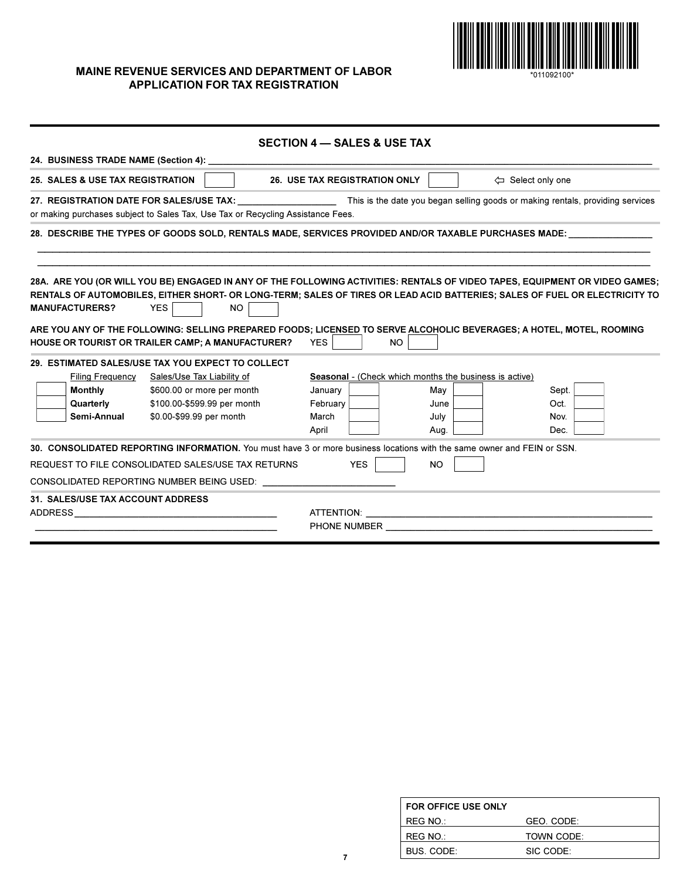**MAINE REVENUE SERVICES AND DEPARTMENT OF LABOR**
**APPLICATION FOR TAX REGISTRATION**

*011092100*

## SECTION 4 — SALES & USE TAX

**24. BUSINESS TRADE NAME (Section 4):** ____________________

**25. SALES & USE TAX REGISTRATION** ☐ **26. USE TAX REGISTRATION ONLY** ☐ ⇦ Select only one

**27. REGISTRATION DATE FOR SALES/USE TAX:** ____________________ This is the date you began selling goods or making rentals, providing services or making purchases subject to Sales Tax, Use Tax or Recycling Assistance Fees.

**28. DESCRIBE THE TYPES OF GOODS SOLD, RENTALS MADE, SERVICES PROVIDED AND/OR TAXABLE PURCHASES MADE:** ____________________

____________________

____________________

**28A. ARE YOU (OR WILL YOU BE) ENGAGED IN ANY OF THE FOLLOWING ACTIVITIES: RENTALS OF VIDEO TAPES, EQUIPMENT OR VIDEO GAMES; RENTALS OF AUTOMOBILES, EITHER SHORT- OR LONG-TERM; SALES OF TIRES OR LEAD ACID BATTERIES; SALES OF FUEL OR ELECTRICITY TO MANUFACTURERS?** YES ☐ NO ☐

**ARE YOU ANY OF THE FOLLOWING: SELLING PREPARED FOODS; LICENSED TO SERVE ALCOHOLIC BEVERAGES; A HOTEL, MOTEL, ROOMING HOUSE OR TOURIST OR TRAILER CAMP; A MANUFACTURER?** YES ☐ NO ☐

**29. ESTIMATED SALES/USE TAX YOU EXPECT TO COLLECT**

| | Filing Frequency | Sales/Use Tax Liability of |
|---|---|---|
| ☐ | **Monthly** | $600.00 or more per month |
| ☐ | **Quarterly** | $100.00-$599.99 per month |
| ☐ | **Semi-Annual** | $0.00-$99.99 per month |

**Seasonal** - (Check which months the business is active)

| | | | | | |
|---|---|---|---|---|---|
| January | ☐ | May | ☐ | Sept. | ☐ |
| February | ☐ | June | ☐ | Oct. | ☐ |
| March | ☐ | July | ☐ | Nov. | ☐ |
| April | ☐ | Aug. | ☐ | Dec. | ☐ |

**30. CONSOLIDATED REPORTING INFORMATION.** You must have 3 or more business locations with the same owner and FEIN or SSN.

REQUEST TO FILE CONSOLIDATED SALES/USE TAX RETURNS YES ☐ NO ☐

CONSOLIDATED REPORTING NUMBER BEING USED: ____________________

**31. SALES/USE TAX ACCOUNT ADDRESS**

ADDRESS ____________________ ATTENTION: ____________________

____________________ PHONE NUMBER ____________________

| FOR OFFICE USE ONLY | |
|---|---|
| REG NO.: | GEO. CODE: |
| REG NO.: | TOWN CODE: |
| BUS. CODE: | SIC CODE: |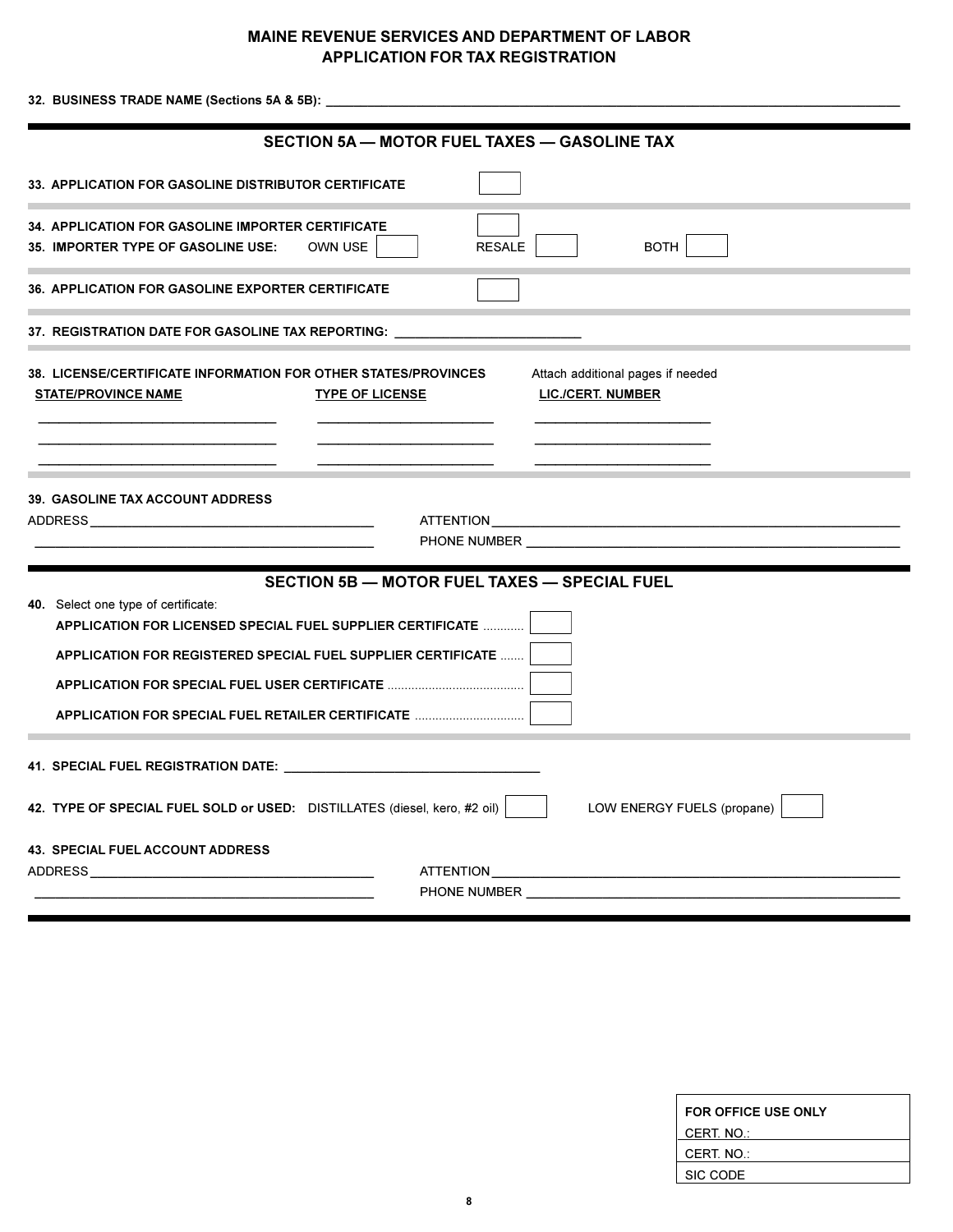# MAINE REVENUE SERVICES AND DEPARTMENT OF LABOR
## APPLICATION FOR TAX REGISTRATION

**32. BUSINESS TRADE NAME (Sections 5A & 5B):** ______________________________

## SECTION 5A — MOTOR FUEL TAXES — GASOLINE TAX

**33. APPLICATION FOR GASOLINE DISTRIBUTOR CERTIFICATE** ☐

**34. APPLICATION FOR GASOLINE IMPORTER CERTIFICATE** ☐

**35. IMPORTER TYPE OF GASOLINE USE:** OWN USE ☐ RESALE ☐ BOTH ☐

**36. APPLICATION FOR GASOLINE EXPORTER CERTIFICATE** ☐

**37. REGISTRATION DATE FOR GASOLINE TAX REPORTING:** ______________________

**38. LICENSE/CERTIFICATE INFORMATION FOR OTHER STATES/PROVINCES** Attach additional pages if needed

| STATE/PROVINCE NAME | TYPE OF LICENSE | LIC./CERT. NUMBER |
|---|---|---|
| | | |
| | | |
| | | |

**39. GASOLINE TAX ACCOUNT ADDRESS**

ADDRESS ______________________________ ATTENTION ______________________________

______________________________ PHONE NUMBER ______________________________

## SECTION 5B — MOTOR FUEL TAXES — SPECIAL FUEL

**40.** Select one type of certificate:

**APPLICATION FOR LICENSED SPECIAL FUEL SUPPLIER CERTIFICATE** ............ ☐

**APPLICATION FOR REGISTERED SPECIAL FUEL SUPPLIER CERTIFICATE** ....... ☐

**APPLICATION FOR SPECIAL FUEL USER CERTIFICATE** ....................................... ☐

**APPLICATION FOR SPECIAL FUEL RETAILER CERTIFICATE** ................................ ☐

**41. SPECIAL FUEL REGISTRATION DATE:** ______________________________

**42. TYPE OF SPECIAL FUEL SOLD or USED:** DISTILLATES (diesel, kero, #2 oil) ☐ LOW ENERGY FUELS (propane) ☐

**43. SPECIAL FUEL ACCOUNT ADDRESS**

ADDRESS ______________________________ ATTENTION ______________________________

______________________________ PHONE NUMBER ______________________________

| FOR OFFICE USE ONLY |
|---|
| CERT. NO.: |
| CERT. NO.: |
| SIC CODE |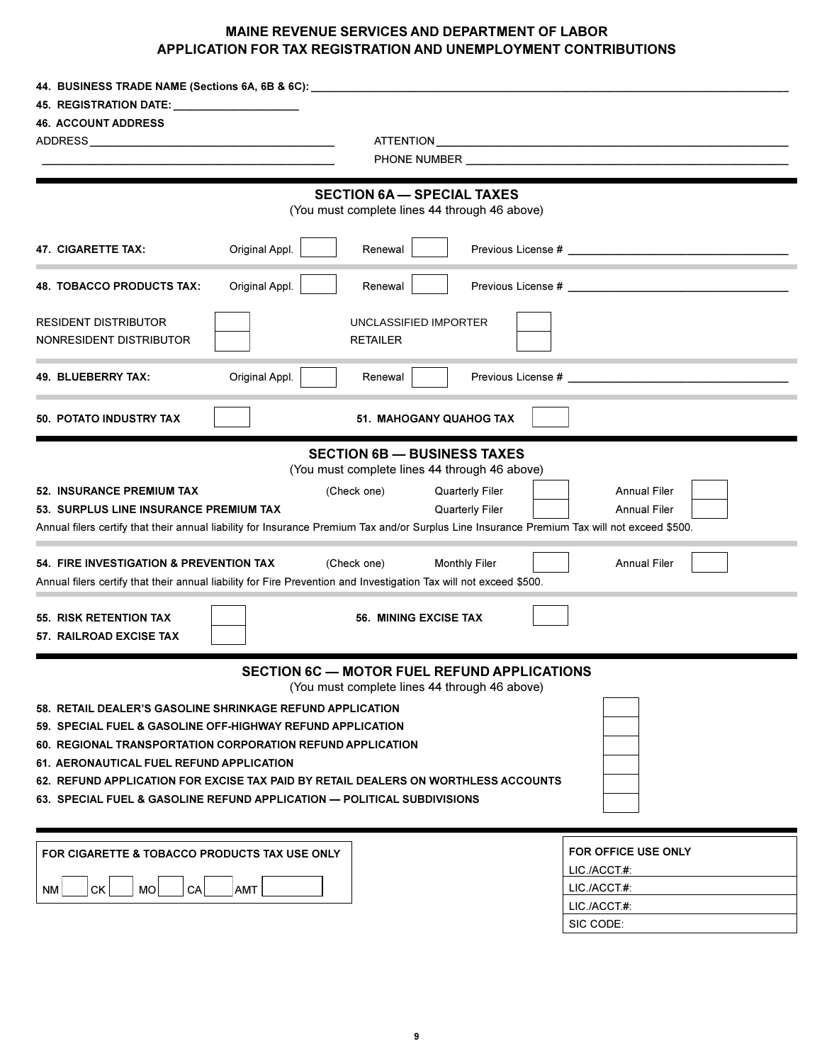# MAINE REVENUE SERVICES AND DEPARTMENT OF LABOR
# APPLICATION FOR TAX REGISTRATION AND UNEMPLOYMENT CONTRIBUTIONS

**44. BUSINESS TRADE NAME (Sections 6A, 6B & 6C):** ____________________

**45. REGISTRATION DATE:** ____________________

**46. ACCOUNT ADDRESS**

ADDRESS ____________________ ATTENTION ____________________

____________________ PHONE NUMBER ____________________

## SECTION 6A — SPECIAL TAXES

(You must complete lines 44 through 46 above)

**47. CIGARETTE TAX:** Original Appl. ☐ Renewal ☐ Previous License # ____________________

**48. TOBACCO PRODUCTS TAX:** Original Appl. ☐ Renewal ☐ Previous License # ____________________

RESIDENT DISTRIBUTOR ☐ UNCLASSIFIED IMPORTER ☐

NONRESIDENT DISTRIBUTOR ☐ RETAILER ☐

**49. BLUEBERRY TAX:** Original Appl. ☐ Renewal ☐ Previous License # ____________________

**50. POTATO INDUSTRY TAX** ☐ **51. MAHOGANY QUAHOG TAX** ☐

## SECTION 6B — BUSINESS TAXES

(You must complete lines 44 through 46 above)

**52. INSURANCE PREMIUM TAX** (Check one) Quarterly Filer ☐ Annual Filer ☐

**53. SURPLUS LINE INSURANCE PREMIUM TAX** Quarterly Filer ☐ Annual Filer ☐

Annual filers certify that their annual liability for Insurance Premium Tax and/or Surplus Line Insurance Premium Tax will not exceed $500.

**54. FIRE INVESTIGATION & PREVENTION TAX** (Check one) Monthly Filer ☐ Annual Filer ☐

Annual filers certify that their annual liability for Fire Prevention and Investigation Tax will not exceed $500.

**55. RISK RETENTION TAX** ☐ **56. MINING EXCISE TAX** ☐

**57. RAILROAD EXCISE TAX** ☐

## SECTION 6C — MOTOR FUEL REFUND APPLICATIONS

(You must complete lines 44 through 46 above)

**58. RETAIL DEALER'S GASOLINE SHRINKAGE REFUND APPLICATION** ☐

**59. SPECIAL FUEL & GASOLINE OFF-HIGHWAY REFUND APPLICATION** ☐

**60. REGIONAL TRANSPORTATION CORPORATION REFUND APPLICATION** ☐

**61. AERONAUTICAL FUEL REFUND APPLICATION** ☐

**62. REFUND APPLICATION FOR EXCISE TAX PAID BY RETAIL DEALERS ON WORTHLESS ACCOUNTS** ☐

**63. SPECIAL FUEL & GASOLINE REFUND APPLICATION — POLITICAL SUBDIVISIONS** ☐

**FOR CIGARETTE & TOBACCO PRODUCTS TAX USE ONLY**

NM ____ CK ____ MO ____ CA ____ AMT ____

| FOR OFFICE USE ONLY |
|---|
| LIC./ACCT.#: |
| LIC./ACCT.#: |
| LIC./ACCT.#: |
| SIC CODE: |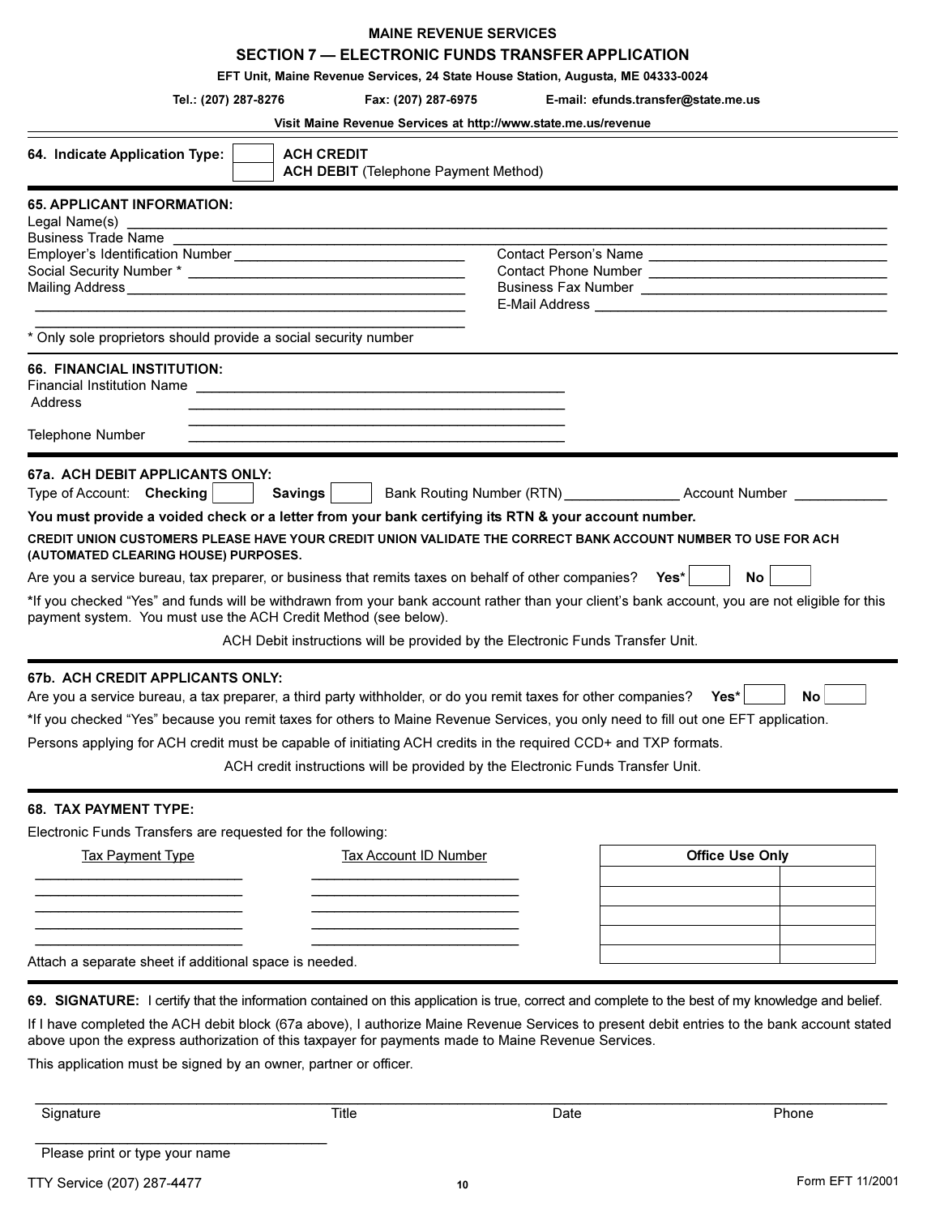# MAINE REVENUE SERVICES

## SECTION 7 — ELECTRONIC FUNDS TRANSFER APPLICATION

**EFT Unit, Maine Revenue Services, 24 State House Station, Augusta, ME 04333-0024**

**Tel.: (207) 287-8276 Fax: (207) 287-6975 E-mail: efunds.transfer@state.me.us**

**Visit Maine Revenue Services at http://www.state.me.us/revenue**

---

**64. Indicate Application Type:** ☐ **ACH CREDIT**
☐ **ACH DEBIT** (Telephone Payment Method)

---

**65. APPLICANT INFORMATION:**

Legal Name(s) ____________________

Business Trade Name ____________________

Employer's Identification Number ____________________

Social Security Number * ____________________

Mailing Address ____________________

____________________

____________________

Contact Person's Name ____________________

Contact Phone Number ____________________

Business Fax Number ____________________

E-Mail Address ____________________

* Only sole proprietors should provide a social security number

---

**66. FINANCIAL INSTITUTION:**

Financial Institution Name ____________________

Address ____________________

____________________

Telephone Number ____________________

---

**67a. ACH DEBIT APPLICANTS ONLY:**

Type of Account: **Checking** ☐ **Savings** ☐ Bank Routing Number (RTN) ______________ Account Number ____________

**You must provide a voided check or a letter from your bank certifying its RTN & your account number.**

**CREDIT UNION CUSTOMERS PLEASE HAVE YOUR CREDIT UNION VALIDATE THE CORRECT BANK ACCOUNT NUMBER TO USE FOR ACH (AUTOMATED CLEARING HOUSE) PURPOSES.**

Are you a service bureau, tax preparer, or business that remits taxes on behalf of other companies? **Yes*** ☐ **No** ☐

*If you checked "Yes" and funds will be withdrawn from your bank account rather than your client's bank account, you are not eligible for this payment system. You must use the ACH Credit Method (see below).

ACH Debit instructions will be provided by the Electronic Funds Transfer Unit.

---

**67b. ACH CREDIT APPLICANTS ONLY:**

Are you a service bureau, a tax preparer, a third party withholder, or do you remit taxes for other companies? **Yes*** ☐ **No** ☐

*If you checked "Yes" because you remit taxes for others to Maine Revenue Services, you only need to fill out one EFT application.

Persons applying for ACH credit must be capable of initiating ACH credits in the required CCD+ and TXP formats.

ACH credit instructions will be provided by the Electronic Funds Transfer Unit.

---

**68. TAX PAYMENT TYPE:**

Electronic Funds Transfers are requested for the following:

| Tax Payment Type | Tax Account ID Number |
|---|---|
| ____________________ | ____________________ |
| ____________________ | ____________________ |
| ____________________ | ____________________ |
| ____________________ | ____________________ |
| ____________________ | ____________________ |

| Office Use Only | |
|---|---|
| | |
| | |
| | |
| | |
| | |

Attach a separate sheet if additional space is needed.

---

**69. SIGNATURE:** I certify that the information contained on this application is true, correct and complete to the best of my knowledge and belief.

If I have completed the ACH debit block (67a above), I authorize Maine Revenue Services to present debit entries to the bank account stated above upon the express authorization of this taxpayer for payments made to Maine Revenue Services.

This application must be signed by an owner, partner or officer.

_______________________________________________________________

Signature Title Date Phone

____________________

Please print or type your name

TTY Service (207) 287-4477

Form EFT 11/2001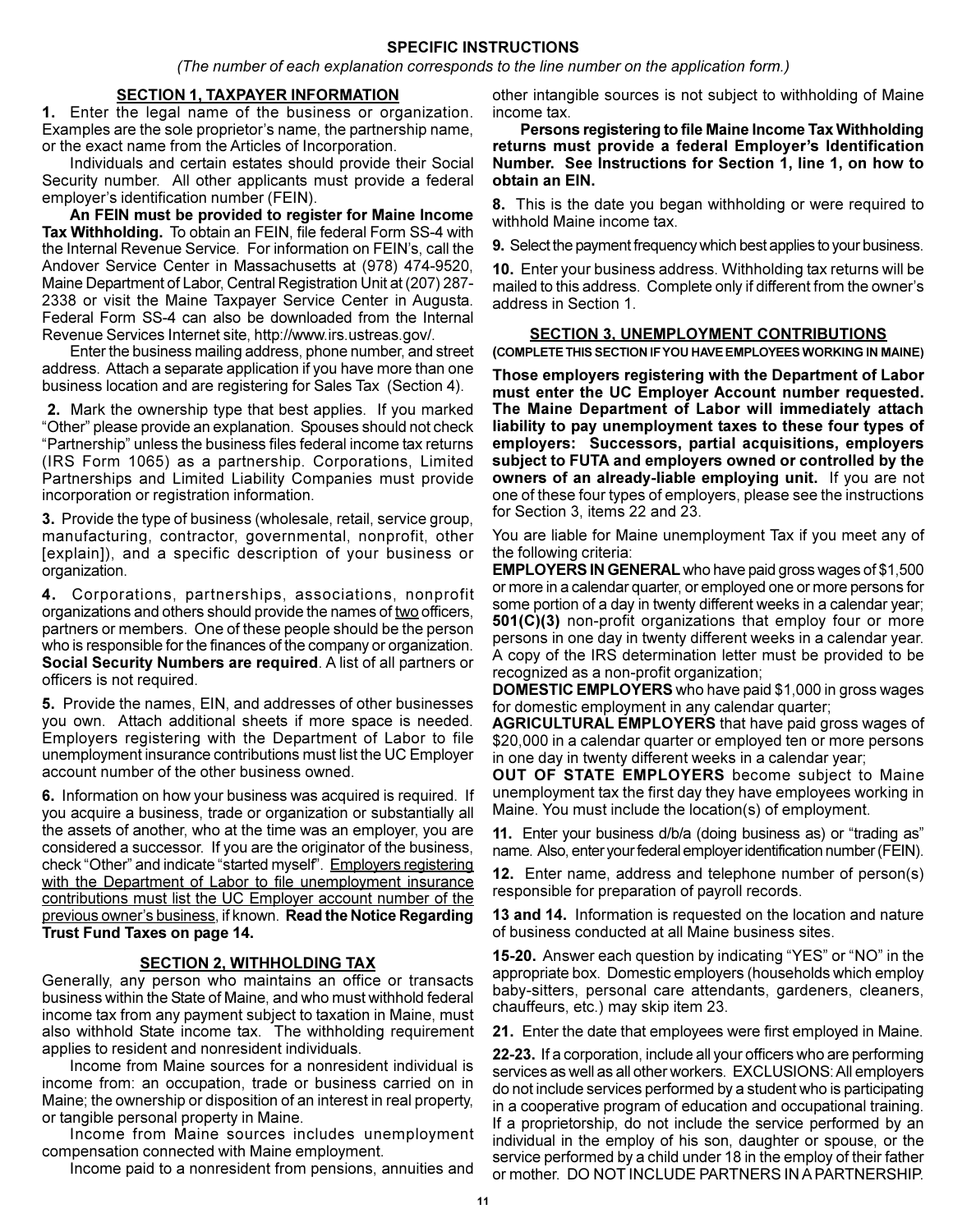## SPECIFIC INSTRUCTIONS

*(The number of each explanation corresponds to the line number on the application form.)*

### SECTION 1, TAXPAYER INFORMATION

**1.** Enter the legal name of the business or organization. Examples are the sole proprietor's name, the partnership name, or the exact name from the Articles of Incorporation.

Individuals and certain estates should provide their Social Security number. All other applicants must provide a federal employer's identification number (FEIN).

**An FEIN must be provided to register for Maine Income Tax Withholding.** To obtain an FEIN, file federal Form SS-4 with the Internal Revenue Service. For information on FEIN's, call the Andover Service Center in Massachusetts at (978) 474-9520, Maine Department of Labor, Central Registration Unit at (207) 287-2338 or visit the Maine Taxpayer Service Center in Augusta. Federal Form SS-4 can also be downloaded from the Internal Revenue Services Internet site, http://www.irs.ustreas.gov/.

Enter the business mailing address, phone number, and street address. Attach a separate application if you have more than one business location and are registering for Sales Tax (Section 4).

**2.** Mark the ownership type that best applies. If you marked "Other" please provide an explanation. Spouses should not check "Partnership" unless the business files federal income tax returns (IRS Form 1065) as a partnership. Corporations, Limited Partnerships and Limited Liability Companies must provide incorporation or registration information.

**3.** Provide the type of business (wholesale, retail, service group, manufacturing, contractor, governmental, nonprofit, other [explain]), and a specific description of your business or organization.

**4.** Corporations, partnerships, associations, nonprofit organizations and others should provide the names of <u>two</u> officers, partners or members. One of these people should be the person who is responsible for the finances of the company or organization. **Social Security Numbers are required**. A list of all partners or officers is not required.

**5.** Provide the names, EIN, and addresses of other businesses you own. Attach additional sheets if more space is needed. Employers registering with the Department of Labor to file unemployment insurance contributions must list the UC Employer account number of the other business owned.

**6.** Information on how your business was acquired is required. If you acquire a business, trade or organization or substantially all the assets of another, who at the time was an employer, you are considered a successor. If you are the originator of the business, check "Other" and indicate "started myself". <u>Employers registering with the Department of Labor to file unemployment insurance contributions must list the UC Employer account number of the previous owner's business</u>, if known. **Read the Notice Regarding Trust Fund Taxes on page 14.**

### SECTION 2, WITHHOLDING TAX

Generally, any person who maintains an office or transacts business within the State of Maine, and who must withhold federal income tax from any payment subject to taxation in Maine, must also withhold State income tax. The withholding requirement applies to resident and nonresident individuals.

Income from Maine sources for a nonresident individual is income from: an occupation, trade or business carried on in Maine; the ownership or disposition of an interest in real property, or tangible personal property in Maine.

Income from Maine sources includes unemployment compensation connected with Maine employment.

Income paid to a nonresident from pensions, annuities and other intangible sources is not subject to withholding of Maine income tax.

**Persons registering to file Maine Income Tax Withholding returns must provide a federal Employer's Identification Number. See Instructions for Section 1, line 1, on how to obtain an EIN.**

**8.** This is the date you began withholding or were required to withhold Maine income tax.

**9.** Select the payment frequency which best applies to your business.

**10.** Enter your business address. Withholding tax returns will be mailed to this address. Complete only if different from the owner's address in Section 1.

### SECTION 3, UNEMPLOYMENT CONTRIBUTIONS

**(COMPLETE THIS SECTION IF YOU HAVE EMPLOYEES WORKING IN MAINE)**

**Those employers registering with the Department of Labor must enter the UC Employer Account number requested. The Maine Department of Labor will immediately attach liability to pay unemployment taxes to these four types of employers: Successors, partial acquisitions, employers subject to FUTA and employers owned or controlled by the owners of an already-liable employing unit.** If you are not one of these four types of employers, please see the instructions for Section 3, items 22 and 23.

You are liable for Maine unemployment Tax if you meet any of the following criteria:

**EMPLOYERS IN GENERAL** who have paid gross wages of $1,500 or more in a calendar quarter, or employed one or more persons for some portion of a day in twenty different weeks in a calendar year;

**501(C)(3)** non-profit organizations that employ four or more persons in one day in twenty different weeks in a calendar year. A copy of the IRS determination letter must be provided to be recognized as a non-profit organization;

**DOMESTIC EMPLOYERS** who have paid $1,000 in gross wages for domestic employment in any calendar quarter;

**AGRICULTURAL EMPLOYERS** that have paid gross wages of $20,000 in a calendar quarter or employed ten or more persons in one day in twenty different weeks in a calendar year;

**OUT OF STATE EMPLOYERS** become subject to Maine unemployment tax the first day they have employees working in Maine. You must include the location(s) of employment.

**11.** Enter your business d/b/a (doing business as) or "trading as" name. Also, enter your federal employer identification number (FEIN).

**12.** Enter name, address and telephone number of person(s) responsible for preparation of payroll records.

**13 and 14.** Information is requested on the location and nature of business conducted at all Maine business sites.

**15-20.** Answer each question by indicating "YES" or "NO" in the appropriate box. Domestic employers (households which employ baby-sitters, personal care attendants, gardeners, cleaners, chauffeurs, etc.) may skip item 23.

**21.** Enter the date that employees were first employed in Maine.

**22-23.** If a corporation, include all your officers who are performing services as well as all other workers. EXCLUSIONS: All employers do not include services performed by a student who is participating in a cooperative program of education and occupational training. If a proprietorship, do not include the service performed by an individual in the employ of his son, daughter or spouse, or the service performed by a child under 18 in the employ of their father or mother. DO NOT INCLUDE PARTNERS IN A PARTNERSHIP.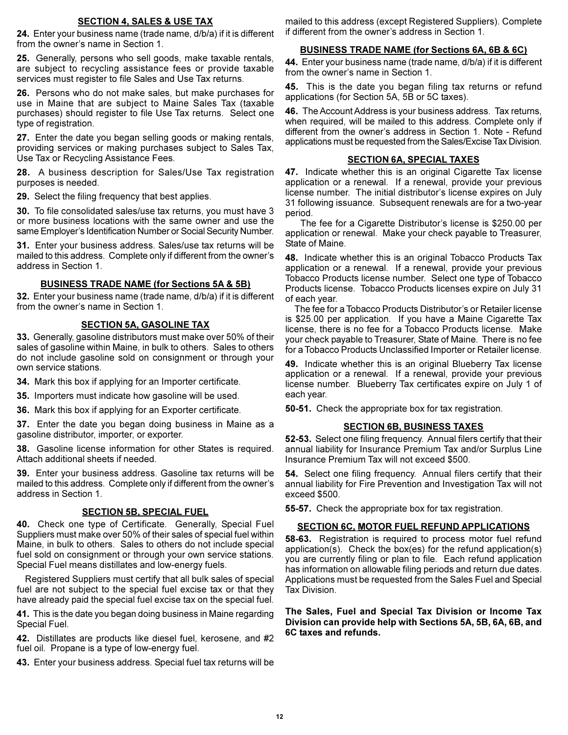## SECTION 4, SALES & USE TAX

**24.** Enter your business name (trade name, d/b/a) if it is different from the owner's name in Section 1.

**25.** Generally, persons who sell goods, make taxable rentals, are subject to recycling assistance fees or provide taxable services must register to file Sales and Use Tax returns.

**26.** Persons who do not make sales, but make purchases for use in Maine that are subject to Maine Sales Tax (taxable purchases) should register to file Use Tax returns. Select one type of registration.

**27.** Enter the date you began selling goods or making rentals, providing services or making purchases subject to Sales Tax, Use Tax or Recycling Assistance Fees.

**28.** A business description for Sales/Use Tax registration purposes is needed.

**29.** Select the filing frequency that best applies.

**30.** To file consolidated sales/use tax returns, you must have 3 or more business locations with the same owner and use the same Employer's Identification Number or Social Security Number.

**31.** Enter your business address. Sales/use tax returns will be mailed to this address. Complete only if different from the owner's address in Section 1.

## BUSINESS TRADE NAME (for Sections 5A & 5B)

**32.** Enter your business name (trade name, d/b/a) if it is different from the owner's name in Section 1.

## SECTION 5A, GASOLINE TAX

**33.** Generally, gasoline distributors must make over 50% of their sales of gasoline within Maine, in bulk to others. Sales to others do not include gasoline sold on consignment or through your own service stations.

**34.** Mark this box if applying for an Importer certificate.

**35.** Importers must indicate how gasoline will be used.

**36.** Mark this box if applying for an Exporter certificate.

**37.** Enter the date you began doing business in Maine as a gasoline distributor, importer, or exporter.

**38.** Gasoline license information for other States is required. Attach additional sheets if needed.

**39.** Enter your business address. Gasoline tax returns will be mailed to this address. Complete only if different from the owner's address in Section 1.

## SECTION 5B, SPECIAL FUEL

**40.** Check one type of Certificate. Generally, Special Fuel Suppliers must make over 50% of their sales of special fuel within Maine, in bulk to others. Sales to others do not include special fuel sold on consignment or through your own service stations. Special Fuel means distillates and low-energy fuels.

Registered Suppliers must certify that all bulk sales of special fuel are not subject to the special fuel excise tax or that they have already paid the special fuel excise tax on the special fuel.

**41.** This is the date you began doing business in Maine regarding Special Fuel.

**42.** Distillates are products like diesel fuel, kerosene, and #2 fuel oil. Propane is a type of low-energy fuel.

**43.** Enter your business address. Special fuel tax returns will be mailed to this address (except Registered Suppliers). Complete if different from the owner's address in Section 1.

## BUSINESS TRADE NAME (for Sections 6A, 6B & 6C)

**44.** Enter your business name (trade name, d/b/a) if it is different from the owner's name in Section 1.

**45.** This is the date you began filing tax returns or refund applications (for Section 5A, 5B or 5C taxes).

**46.** The Account Address is your business address. Tax returns, when required, will be mailed to this address. Complete only if different from the owner's address in Section 1. Note - Refund applications must be requested from the Sales/Excise Tax Division.

## SECTION 6A, SPECIAL TAXES

**47.** Indicate whether this is an original Cigarette Tax license application or a renewal. If a renewal, provide your previous license number. The initial distributor's license expires on July 31 following issuance. Subsequent renewals are for a two-year period.

The fee for a Cigarette Distributor's license is $250.00 per application or renewal. Make your check payable to Treasurer, State of Maine.

**48.** Indicate whether this is an original Tobacco Products Tax application or a renewal. If a renewal, provide your previous Tobacco Products license number. Select one type of Tobacco Products license. Tobacco Products licenses expire on July 31 of each year.

The fee for a Tobacco Products Distributor's or Retailer license is $25.00 per application. If you have a Maine Cigarette Tax license, there is no fee for a Tobacco Products license. Make your check payable to Treasurer, State of Maine. There is no fee for a Tobacco Products Unclassified Importer or Retailer license.

**49.** Indicate whether this is an original Blueberry Tax license application or a renewal. If a renewal, provide your previous license number. Blueberry Tax certificates expire on July 1 of each year.

**50-51.** Check the appropriate box for tax registration.

## SECTION 6B, BUSINESS TAXES

**52-53.** Select one filing frequency. Annual filers certify that their annual liability for Insurance Premium Tax and/or Surplus Line Insurance Premium Tax will not exceed $500.

**54.** Select one filing frequency. Annual filers certify that their annual liability for Fire Prevention and Investigation Tax will not exceed $500.

**55-57.** Check the appropriate box for tax registration.

## SECTION 6C, MOTOR FUEL REFUND APPLICATIONS

**58-63.** Registration is required to process motor fuel refund application(s). Check the box(es) for the refund application(s) you are currently filing or plan to file. Each refund application has information on allowable filing periods and return due dates. Applications must be requested from the Sales Fuel and Special Tax Division.

**The Sales, Fuel and Special Tax Division or Income Tax Division can provide help with Sections 5A, 5B, 6A, 6B, and 6C taxes and refunds.**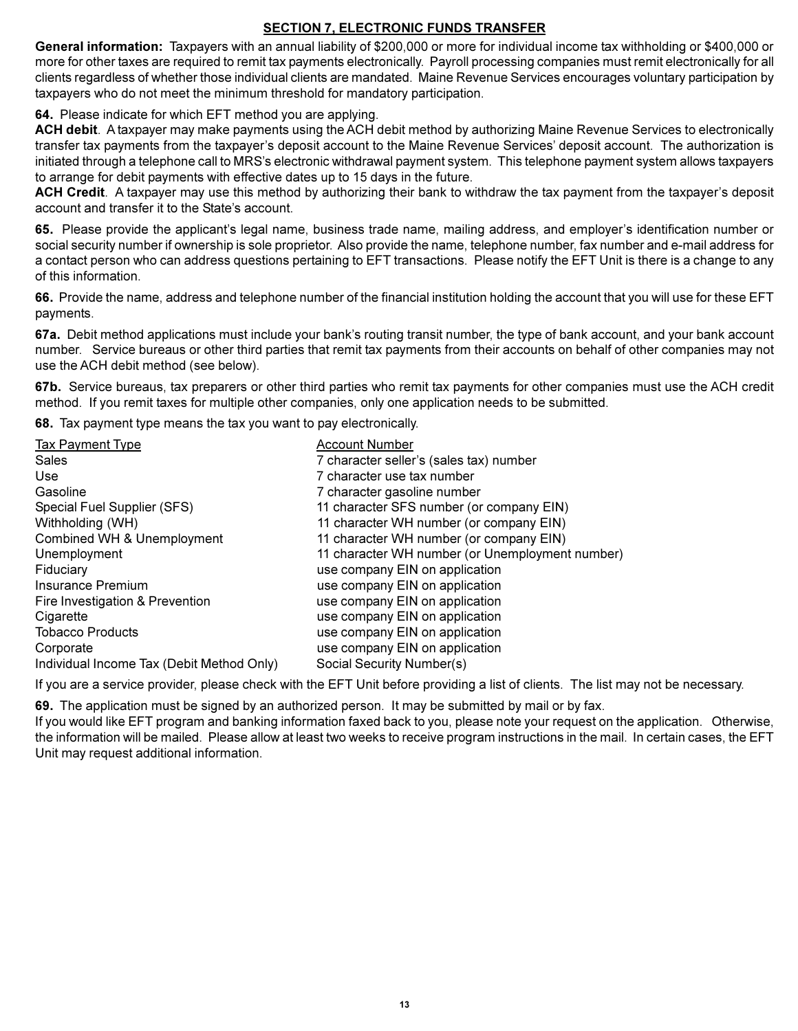## SECTION 7, ELECTRONIC FUNDS TRANSFER

**General information:** Taxpayers with an annual liability of $200,000 or more for individual income tax withholding or $400,000 or more for other taxes are required to remit tax payments electronically. Payroll processing companies must remit electronically for all clients regardless of whether those individual clients are mandated. Maine Revenue Services encourages voluntary participation by taxpayers who do not meet the minimum threshold for mandatory participation.

**64.** Please indicate for which EFT method you are applying.

**ACH debit**. A taxpayer may make payments using the ACH debit method by authorizing Maine Revenue Services to electronically transfer tax payments from the taxpayer's deposit account to the Maine Revenue Services' deposit account. The authorization is initiated through a telephone call to MRS's electronic withdrawal payment system. This telephone payment system allows taxpayers to arrange for debit payments with effective dates up to 15 days in the future.

**ACH Credit**. A taxpayer may use this method by authorizing their bank to withdraw the tax payment from the taxpayer's deposit account and transfer it to the State's account.

**65.** Please provide the applicant's legal name, business trade name, mailing address, and employer's identification number or social security number if ownership is sole proprietor. Also provide the name, telephone number, fax number and e-mail address for a contact person who can address questions pertaining to EFT transactions. Please notify the EFT Unit is there is a change to any of this information.

**66.** Provide the name, address and telephone number of the financial institution holding the account that you will use for these EFT payments.

**67a.** Debit method applications must include your bank's routing transit number, the type of bank account, and your bank account number. Service bureaus or other third parties that remit tax payments from their accounts on behalf of other companies may not use the ACH debit method (see below).

**67b.** Service bureaus, tax preparers or other third parties who remit tax payments for other companies must use the ACH credit method. If you remit taxes for multiple other companies, only one application needs to be submitted.

**68.** Tax payment type means the tax you want to pay electronically.

| Tax Payment Type | Account Number |
|---|---|
| Sales | 7 character seller's (sales tax) number |
| Use | 7 character use tax number |
| Gasoline | 7 character gasoline number |
| Special Fuel Supplier (SFS) | 11 character SFS number (or company EIN) |
| Withholding (WH) | 11 character WH number (or company EIN) |
| Combined WH & Unemployment | 11 character WH number (or company EIN) |
| Unemployment | 11 character WH number (or Unemployment number) |
| Fiduciary | use company EIN on application |
| Insurance Premium | use company EIN on application |
| Fire Investigation & Prevention | use company EIN on application |
| Cigarette | use company EIN on application |
| Tobacco Products | use company EIN on application |
| Corporate | use company EIN on application |
| Individual Income Tax (Debit Method Only) | Social Security Number(s) |

If you are a service provider, please check with the EFT Unit before providing a list of clients. The list may not be necessary.

**69.** The application must be signed by an authorized person. It may be submitted by mail or by fax.

If you would like EFT program and banking information faxed back to you, please note your request on the application. Otherwise, the information will be mailed. Please allow at least two weeks to receive program instructions in the mail. In certain cases, the EFT Unit may request additional information.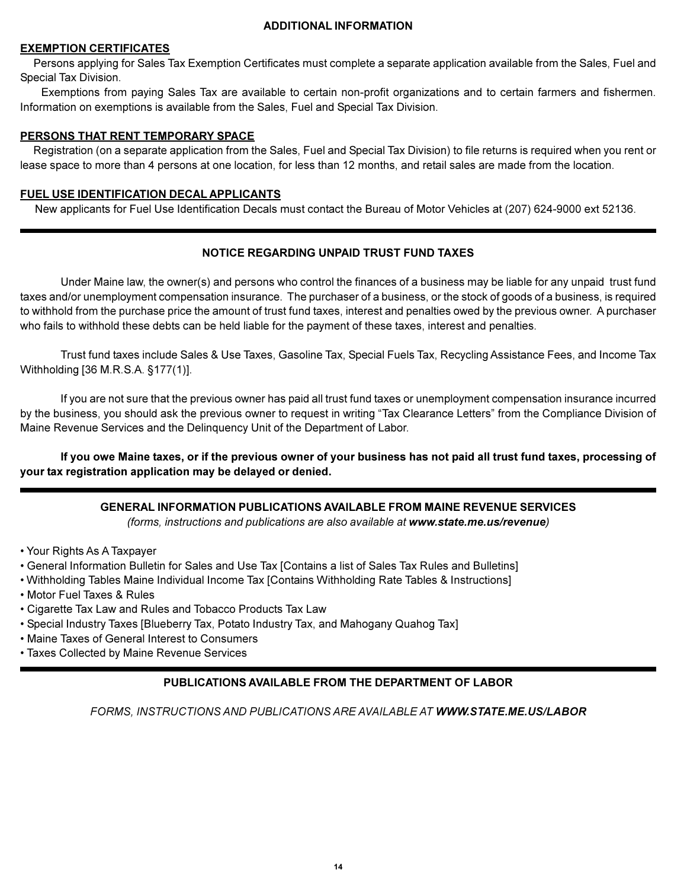## ADDITIONAL INFORMATION

### EXEMPTION CERTIFICATES

Persons applying for Sales Tax Exemption Certificates must complete a separate application available from the Sales, Fuel and Special Tax Division.

Exemptions from paying Sales Tax are available to certain non-profit organizations and to certain farmers and fishermen. Information on exemptions is available from the Sales, Fuel and Special Tax Division.

### PERSONS THAT RENT TEMPORARY SPACE

Registration (on a separate application from the Sales, Fuel and Special Tax Division) to file returns is required when you rent or lease space to more than 4 persons at one location, for less than 12 months, and retail sales are made from the location.

### FUEL USE IDENTIFICATION DECAL APPLICANTS

New applicants for Fuel Use Identification Decals must contact the Bureau of Motor Vehicles at (207) 624-9000 ext 52136.

---

## NOTICE REGARDING UNPAID TRUST FUND TAXES

Under Maine law, the owner(s) and persons who control the finances of a business may be liable for any unpaid trust fund taxes and/or unemployment compensation insurance. The purchaser of a business, or the stock of goods of a business, is required to withhold from the purchase price the amount of trust fund taxes, interest and penalties owed by the previous owner. A purchaser who fails to withhold these debts can be held liable for the payment of these taxes, interest and penalties.

Trust fund taxes include Sales & Use Taxes, Gasoline Tax, Special Fuels Tax, Recycling Assistance Fees, and Income Tax Withholding [36 M.R.S.A. §177(1)].

If you are not sure that the previous owner has paid all trust fund taxes or unemployment compensation insurance incurred by the business, you should ask the previous owner to request in writing "Tax Clearance Letters" from the Compliance Division of Maine Revenue Services and the Delinquency Unit of the Department of Labor.

**If you owe Maine taxes, or if the previous owner of your business has not paid all trust fund taxes, processing of your tax registration application may be delayed or denied.**

---

## GENERAL INFORMATION PUBLICATIONS AVAILABLE FROM MAINE REVENUE SERVICES

*(forms, instructions and publications are also available at **www.state.me.us/revenue**)*

- Your Rights As A Taxpayer
- General Information Bulletin for Sales and Use Tax [Contains a list of Sales Tax Rules and Bulletins]
- Withholding Tables Maine Individual Income Tax [Contains Withholding Rate Tables & Instructions]
- Motor Fuel Taxes & Rules
- Cigarette Tax Law and Rules and Tobacco Products Tax Law
- Special Industry Taxes [Blueberry Tax, Potato Industry Tax, and Mahogany Quahog Tax]
- Maine Taxes of General Interest to Consumers
- Taxes Collected by Maine Revenue Services

---

## PUBLICATIONS AVAILABLE FROM THE DEPARTMENT OF LABOR

*FORMS, INSTRUCTIONS AND PUBLICATIONS ARE AVAILABLE AT **WWW.STATE.ME.US/LABOR***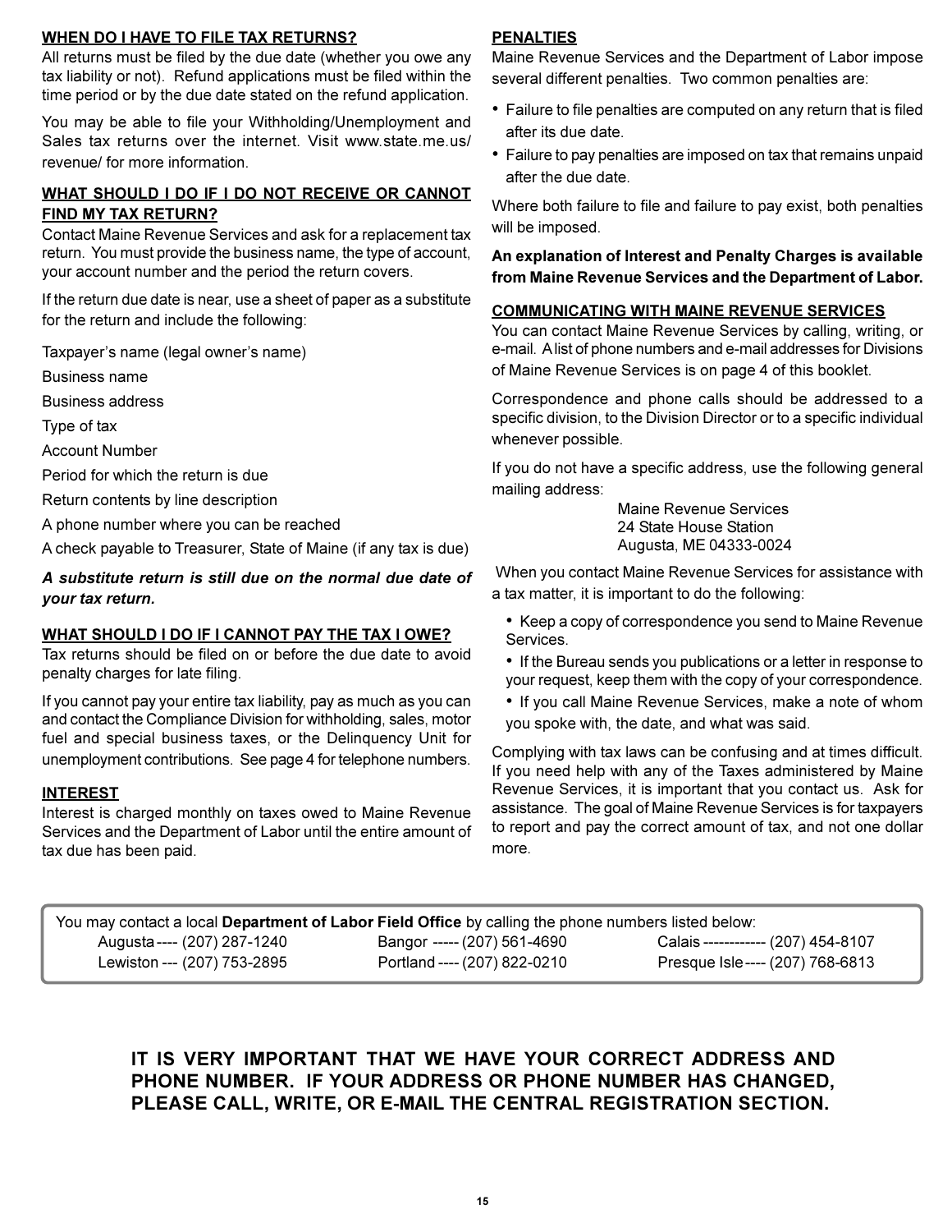## WHEN DO I HAVE TO FILE TAX RETURNS?

All returns must be filed by the due date (whether you owe any tax liability or not). Refund applications must be filed within the time period or by the due date stated on the refund application.

You may be able to file your Withholding/Unemployment and Sales tax returns over the internet. Visit www.state.me.us/revenue/ for more information.

## WHAT SHOULD I DO IF I DO NOT RECEIVE OR CANNOT FIND MY TAX RETURN?

Contact Maine Revenue Services and ask for a replacement tax return. You must provide the business name, the type of account, your account number and the period the return covers.

If the return due date is near, use a sheet of paper as a substitute for the return and include the following:

Taxpayer's name (legal owner's name)

Business name

Business address

Type of tax

Account Number

Period for which the return is due

Return contents by line description

A phone number where you can be reached

A check payable to Treasurer, State of Maine (if any tax is due)

***A substitute return is still due on the normal due date of your tax return.***

## WHAT SHOULD I DO IF I CANNOT PAY THE TAX I OWE?

Tax returns should be filed on or before the due date to avoid penalty charges for late filing.

If you cannot pay your entire tax liability, pay as much as you can and contact the Compliance Division for withholding, sales, motor fuel and special business taxes, or the Delinquency Unit for unemployment contributions. See page 4 for telephone numbers.

## INTEREST

Interest is charged monthly on taxes owed to Maine Revenue Services and the Department of Labor until the entire amount of tax due has been paid.

## PENALTIES

Maine Revenue Services and the Department of Labor impose several different penalties. Two common penalties are:

- Failure to file penalties are computed on any return that is filed after its due date.
- Failure to pay penalties are imposed on tax that remains unpaid after the due date.

Where both failure to file and failure to pay exist, both penalties will be imposed.

**An explanation of Interest and Penalty Charges is available from Maine Revenue Services and the Department of Labor.**

## COMMUNICATING WITH MAINE REVENUE SERVICES

You can contact Maine Revenue Services by calling, writing, or e-mail. A list of phone numbers and e-mail addresses for Divisions of Maine Revenue Services is on page 4 of this booklet.

Correspondence and phone calls should be addressed to a specific division, to the Division Director or to a specific individual whenever possible.

If you do not have a specific address, use the following general mailing address:

Maine Revenue Services
24 State House Station
Augusta, ME 04333-0024

When you contact Maine Revenue Services for assistance with a tax matter, it is important to do the following:

- Keep a copy of correspondence you send to Maine Revenue Services.
- If the Bureau sends you publications or a letter in response to your request, keep them with the copy of your correspondence.
- If you call Maine Revenue Services, make a note of whom you spoke with, the date, and what was said.

Complying with tax laws can be confusing and at times difficult. If you need help with any of the Taxes administered by Maine Revenue Services, it is important that you contact us. Ask for assistance. The goal of Maine Revenue Services is for taxpayers to report and pay the correct amount of tax, and not one dollar more.

---

You may contact a local **Department of Labor Field Office** by calling the phone numbers listed below:

| | | |
|---|---|---|
| Augusta ---- (207) 287-1240 | Bangor ----- (207) 561-4690 | Calais ------------ (207) 454-8107 |
| Lewiston --- (207) 753-2895 | Portland ---- (207) 822-0210 | Presque Isle ---- (207) 768-6813 |

---

**IT IS VERY IMPORTANT THAT WE HAVE YOUR CORRECT ADDRESS AND PHONE NUMBER. IF YOUR ADDRESS OR PHONE NUMBER HAS CHANGED, PLEASE CALL, WRITE, OR E-MAIL THE CENTRAL REGISTRATION SECTION.**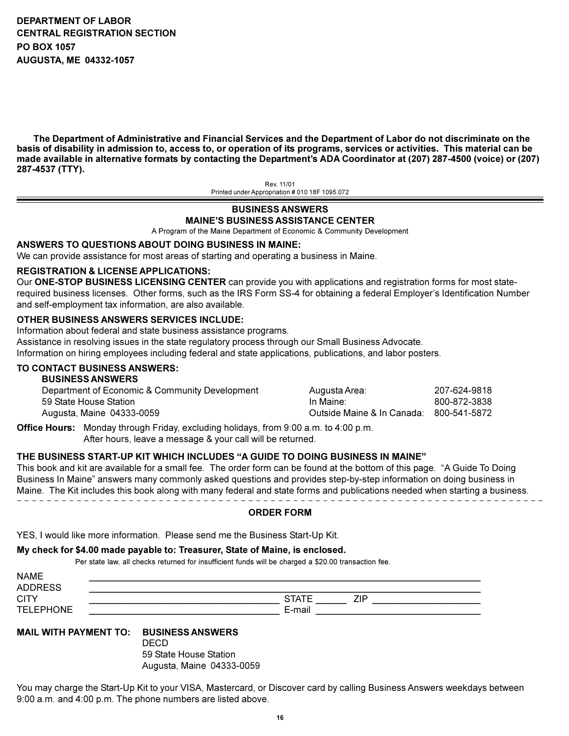**DEPARTMENT OF LABOR**
**CENTRAL REGISTRATION SECTION**
**PO BOX 1057**
**AUGUSTA, ME 04332-1057**

**The Department of Administrative and Financial Services and the Department of Labor do not discriminate on the basis of disability in admission to, access to, or operation of its programs, services or activities. This material can be made available in alternative formats by contacting the Department's ADA Coordinator at (207) 287-4500 (voice) or (207) 287-4537 (TTY).**

Rev. 11/01
Printed under Appropriation # 010 18F 1095.072

---

## BUSINESS ANSWERS
## MAINE'S BUSINESS ASSISTANCE CENTER

A Program of the Maine Department of Economic & Community Development

### ANSWERS TO QUESTIONS ABOUT DOING BUSINESS IN MAINE:

We can provide assistance for most areas of starting and operating a business in Maine.

### REGISTRATION & LICENSE APPLICATIONS:

Our **ONE-STOP BUSINESS LICENSING CENTER** can provide you with applications and registration forms for most state-required business licenses. Other forms, such as the IRS Form SS-4 for obtaining a federal Employer's Identification Number and self-employment tax information, are also available.

### OTHER BUSINESS ANSWERS SERVICES INCLUDE:

Information about federal and state business assistance programs.
Assistance in resolving issues in the state regulatory process through our Small Business Advocate.
Information on hiring employees including federal and state applications, publications, and labor posters.

### TO CONTACT BUSINESS ANSWERS:

**BUSINESS ANSWERS**

| | | | |
|---|---|---|---|
| Department of Economic & Community Development | | Augusta Area: | 207-624-9818 |
| 59 State House Station | | In Maine: | 800-872-3838 |
| Augusta, Maine 04333-0059 | | Outside Maine & In Canada: | 800-541-5872 |

**Office Hours:** Monday through Friday, excluding holidays, from 9:00 a.m. to 4:00 p.m.
After hours, leave a message & your call will be returned.

### THE BUSINESS START-UP KIT WHICH INCLUDES "A GUIDE TO DOING BUSINESS IN MAINE"

This book and kit are available for a small fee. The order form can be found at the bottom of this page. "A Guide To Doing Business In Maine" answers many commonly asked questions and provides step-by-step information on doing business in Maine. The Kit includes this book along with many federal and state forms and publications needed when starting a business.

---

### ORDER FORM

YES, I would like more information. Please send me the Business Start-Up Kit.

**My check for $4.00 made payable to: Treasurer, State of Maine, is enclosed.**

Per state law, all checks returned for insufficient funds will be charged a $20.00 transaction fee.

NAME ____________________________________________
ADDRESS ____________________________________________
CITY ______________________ STATE ______ ZIP ______________
TELEPHONE ______________________ E-mail ______________________

**MAIL WITH PAYMENT TO:** **BUSINESS ANSWERS**
DECD
59 State House Station
Augusta, Maine 04333-0059

You may charge the Start-Up Kit to your VISA, Mastercard, or Discover card by calling Business Answers weekdays between 9:00 a.m. and 4:00 p.m. The phone numbers are listed above.